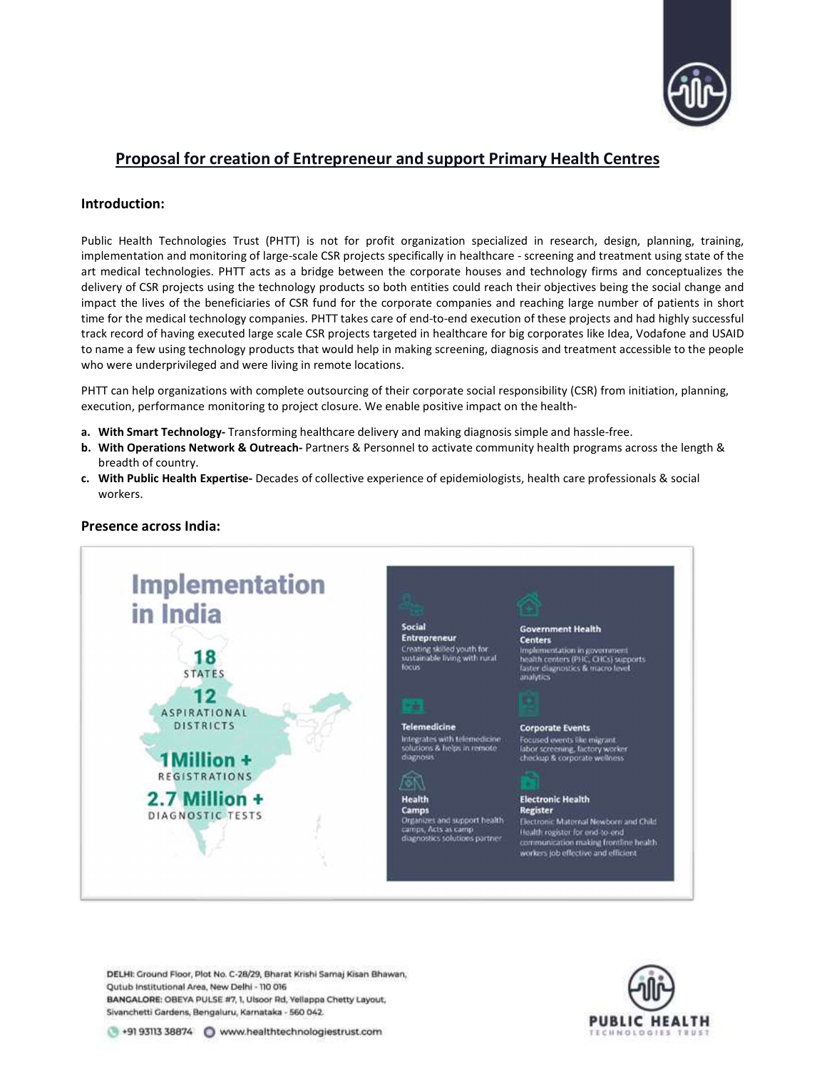## Proposal for creation of Entrepreneur and support Primary Health Centres

### Introduction:

Public Health Technologies Trust (PHTT) is not for profit organization specialized in research, design, planning, training, implementation and monitoring of large-scale CSR projects specifically in healthcare - screening and treatment using state of the art medical technologies. PHTT acts as a bridge between the corporate houses and technology firms and conceptualizes the delivery of CSR projects using the technology products so both entities could reach their objectives being the social change and impact the lives of the beneficiaries of CSR fund for the corporate companies and reaching large number of patients in short time for the medical technology companies. PHTT takes care of end-to-end execution of these projects and had highly successful track record of having executed large scale CSR projects targeted in healthcare for big corporates like Idea, Vodafone and USAID to name a few using technology products that would help in making screening, diagnosis and treatment accessible to the people who were underprivileged and were living in remote locations.

PHTT can help organizations with complete outsourcing of their corporate social responsibility (CSR) from initiation, planning, execution, performance monitoring to project closure. We enable positive impact on the health-

a. **With Smart Technology-** Transforming healthcare delivery and making diagnosis simple and hassle-free.
b. **With Operations Network & Outreach-** Partners & Personnel to activate community health programs across the length & breadth of country.
c. **With Public Health Expertise-** Decades of collective experience of epidemiologists, health care professionals & social workers.

### Presence across India:

**Implementation in India**

**18** STATES

**12** ASPIRATIONAL DISTRICTS

**1Million +** REGISTRATIONS

**2.7 Million +** DIAGNOSTIC TESTS

**Social Entrepreneur**
Creating skilled youth for sustainable living with rural focus

**Government Health Centers**
Implementation in government health centers (PHC, CHCs) supports faster diagnostics & macro level analytics

**Telemedicine**
Integrates with telemedicine solutions & helps in remote diagnosis

**Corporate Events**
Focused events like migrant labor screening, factory worker checkup & corporate wellness

**Health Camps**
Organizes and support health camps, Acts as camp diagnostics solutions partner

**Electronic Health Register**
Electronic Maternal Newborn and Child Health register for end-to-end communication making frontline health workers job effective and efficient

DELHI: Ground Floor, Plot No. C-28/29, Bharat Krishi Samaj Kisan Bhawan, Qutub Institutional Area, New Delhi - 110 016
BANGALORE: OBEYA PULSE #7, 1, Ulsoor Rd, Yellappa Chetty Layout, Sivanchetti Gardens, Bengaluru, Karnataka - 560 042.

+91 93113 38874 www.healthtechnologiestrust.com

PUBLIC HEALTH TECHNOLOGIES TRUST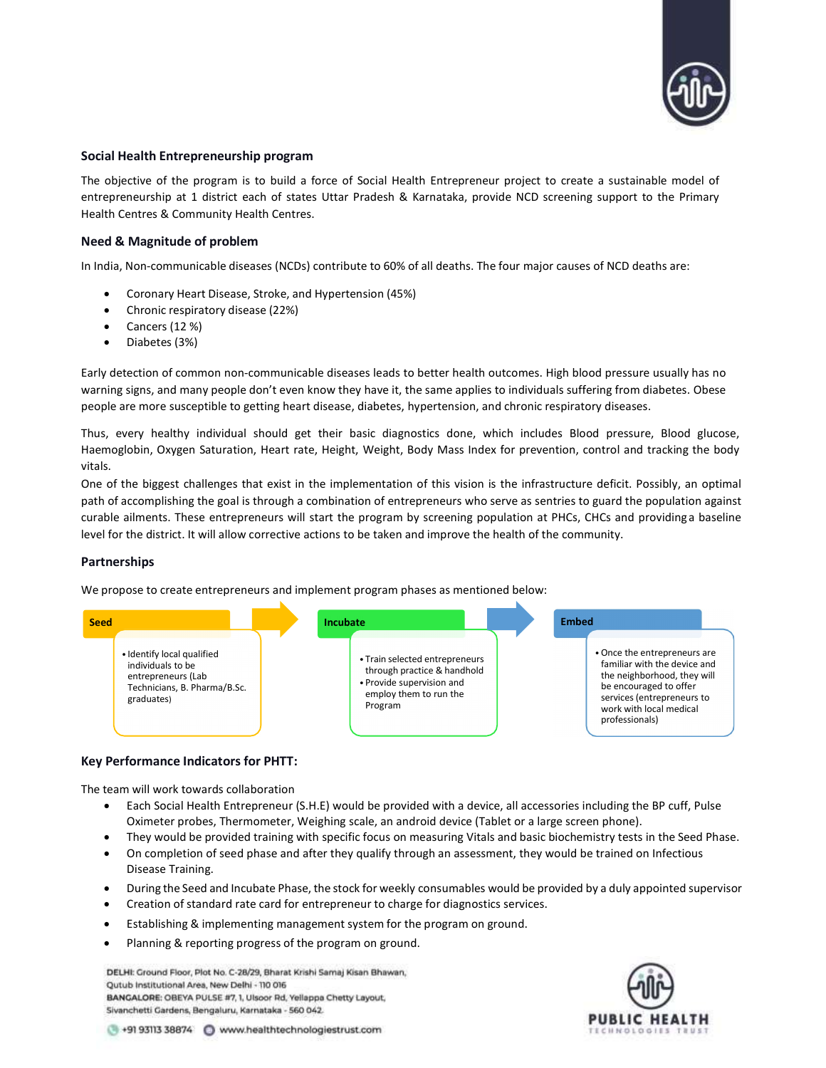## Social Health Entrepreneurship program

The objective of the program is to build a force of Social Health Entrepreneur project to create a sustainable model of entrepreneurship at 1 district each of states Uttar Pradesh & Karnataka, provide NCD screening support to the Primary Health Centres & Community Health Centres.

## Need & Magnitude of problem

In India, Non-communicable diseases (NCDs) contribute to 60% of all deaths. The four major causes of NCD deaths are:

- Coronary Heart Disease, Stroke, and Hypertension (45%)
- Chronic respiratory disease (22%)
- Cancers (12 %)
- Diabetes (3%)

Early detection of common non-communicable diseases leads to better health outcomes. High blood pressure usually has no warning signs, and many people don't even know they have it, the same applies to individuals suffering from diabetes. Obese people are more susceptible to getting heart disease, diabetes, hypertension, and chronic respiratory diseases.

Thus, every healthy individual should get their basic diagnostics done, which includes Blood pressure, Blood glucose, Haemoglobin, Oxygen Saturation, Heart rate, Height, Weight, Body Mass Index for prevention, control and tracking the body vitals.

One of the biggest challenges that exist in the implementation of this vision is the infrastructure deficit. Possibly, an optimal path of accomplishing the goal is through a combination of entrepreneurs who serve as sentries to guard the population against curable ailments. These entrepreneurs will start the program by screening population at PHCs, CHCs and providing a baseline level for the district. It will allow corrective actions to be taken and improve the health of the community.

## Partnerships

We propose to create entrepreneurs and implement program phases as mentioned below:

**Seed**
- Identify local qualified individuals to be entrepreneurs (Lab Technicians, B. Pharma/B.Sc. graduates)

**Incubate**
- Train selected entrepreneurs through practice & handhold
- Provide supervision and employ them to run the Program

**Embed**
- Once the entrepreneurs are familiar with the device and the neighborhood, they will be encouraged to offer services (entrepreneurs to work with local medical professionals)

## Key Performance Indicators for PHTT:

The team will work towards collaboration

- Each Social Health Entrepreneur (S.H.E) would be provided with a device, all accessories including the BP cuff, Pulse Oximeter probes, Thermometer, Weighing scale, an android device (Tablet or a large screen phone).
- They would be provided training with specific focus on measuring Vitals and basic biochemistry tests in the Seed Phase.
- On completion of seed phase and after they qualify through an assessment, they would be trained on Infectious Disease Training.
- During the Seed and Incubate Phase, the stock for weekly consumables would be provided by a duly appointed supervisor
- Creation of standard rate card for entrepreneur to charge for diagnostics services.
- Establishing & implementing management system for the program on ground.
- Planning & reporting progress of the program on ground.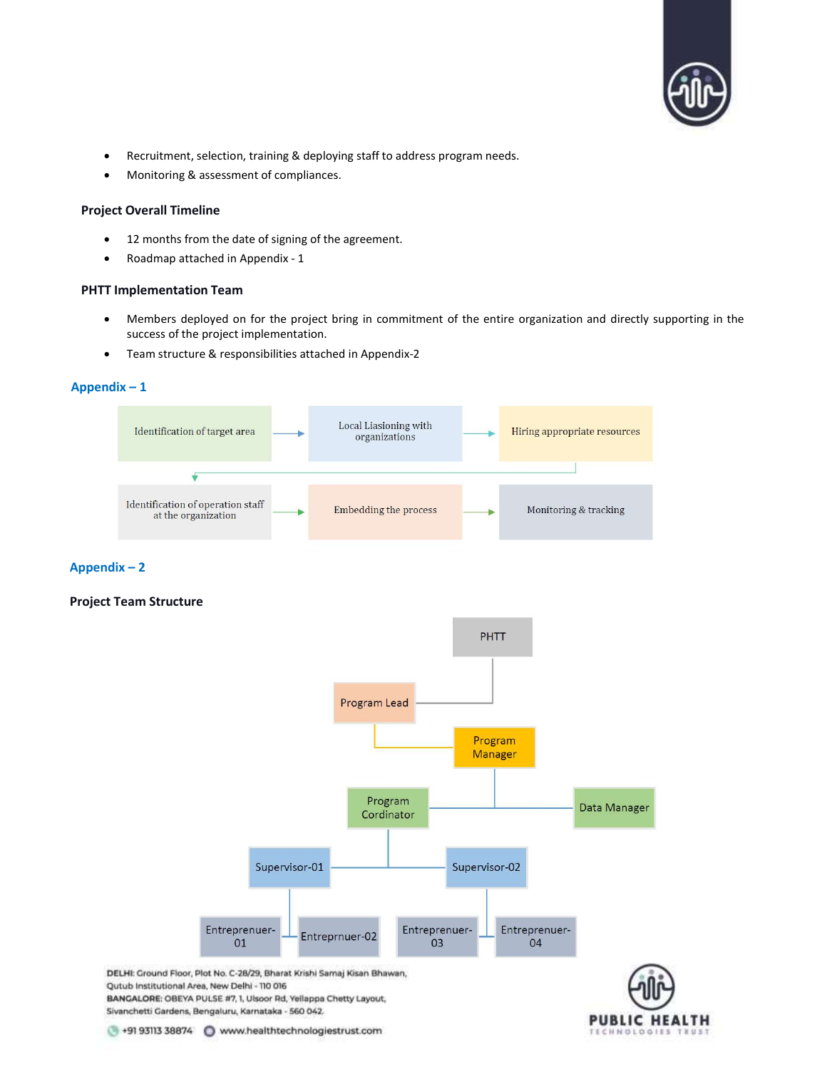- Recruitment, selection, training & deploying staff to address program needs.
- Monitoring & assessment of compliances.

**Project Overall Timeline**

- 12 months from the date of signing of the agreement.
- Roadmap attached in Appendix - 1

**PHTT Implementation Team**

- Members deployed on for the project bring in commitment of the entire organization and directly supporting in the success of the project implementation.
- Team structure & responsibilities attached in Appendix-2

## Appendix – 1

Identification of target area → Local Liasioning with organizations → Hiring appropriate resources → Identification of operation staff at the organization → Embedding the process → Monitoring & tracking

## Appendix – 2

**Project Team Structure**

- PHTT
  - Program Lead
    - Program Manager
      - Program Cordinator
        - Supervisor-01
          - Entreprenuer-01
          - Entreprnuer-02
        - Supervisor-02
          - Entreprenuer-03
          - Entreprenuer-04
      - Data Manager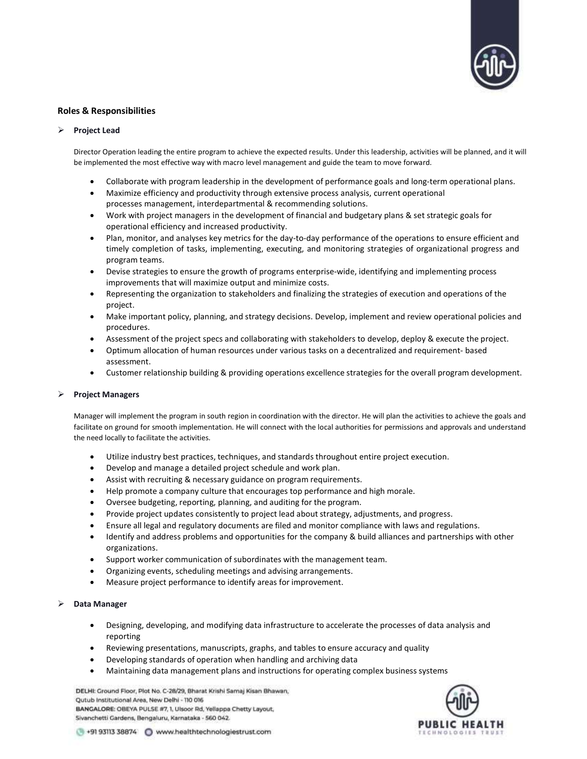## Roles & Responsibilities

### ➢ Project Lead

Director Operation leading the entire program to achieve the expected results. Under this leadership, activities will be planned, and it will be implemented the most effective way with macro level management and guide the team to move forward.

- Collaborate with program leadership in the development of performance goals and long-term operational plans.
- Maximize efficiency and productivity through extensive process analysis, current operational processes management, interdepartmental & recommending solutions.
- Work with project managers in the development of financial and budgetary plans & set strategic goals for operational efficiency and increased productivity.
- Plan, monitor, and analyses key metrics for the day-to-day performance of the operations to ensure efficient and timely completion of tasks, implementing, executing, and monitoring strategies of organizational progress and program teams.
- Devise strategies to ensure the growth of programs enterprise-wide, identifying and implementing process improvements that will maximize output and minimize costs.
- Representing the organization to stakeholders and finalizing the strategies of execution and operations of the project.
- Make important policy, planning, and strategy decisions. Develop, implement and review operational policies and procedures.
- Assessment of the project specs and collaborating with stakeholders to develop, deploy & execute the project.
- Optimum allocation of human resources under various tasks on a decentralized and requirement- based assessment.
- Customer relationship building & providing operations excellence strategies for the overall program development.

### ➢ Project Managers

Manager will implement the program in south region in coordination with the director. He will plan the activities to achieve the goals and facilitate on ground for smooth implementation. He will connect with the local authorities for permissions and approvals and understand the need locally to facilitate the activities.

- Utilize industry best practices, techniques, and standards throughout entire project execution.
- Develop and manage a detailed project schedule and work plan.
- Assist with recruiting & necessary guidance on program requirements.
- Help promote a company culture that encourages top performance and high morale.
- Oversee budgeting, reporting, planning, and auditing for the program.
- Provide project updates consistently to project lead about strategy, adjustments, and progress.
- Ensure all legal and regulatory documents are filed and monitor compliance with laws and regulations.
- Identify and address problems and opportunities for the company & build alliances and partnerships with other organizations.
- Support worker communication of subordinates with the management team.
- Organizing events, scheduling meetings and advising arrangements.
- Measure project performance to identify areas for improvement.

### ➢ Data Manager

- Designing, developing, and modifying data infrastructure to accelerate the processes of data analysis and reporting
- Reviewing presentations, manuscripts, graphs, and tables to ensure accuracy and quality
- Developing standards of operation when handling and archiving data
- Maintaining data management plans and instructions for operating complex business systems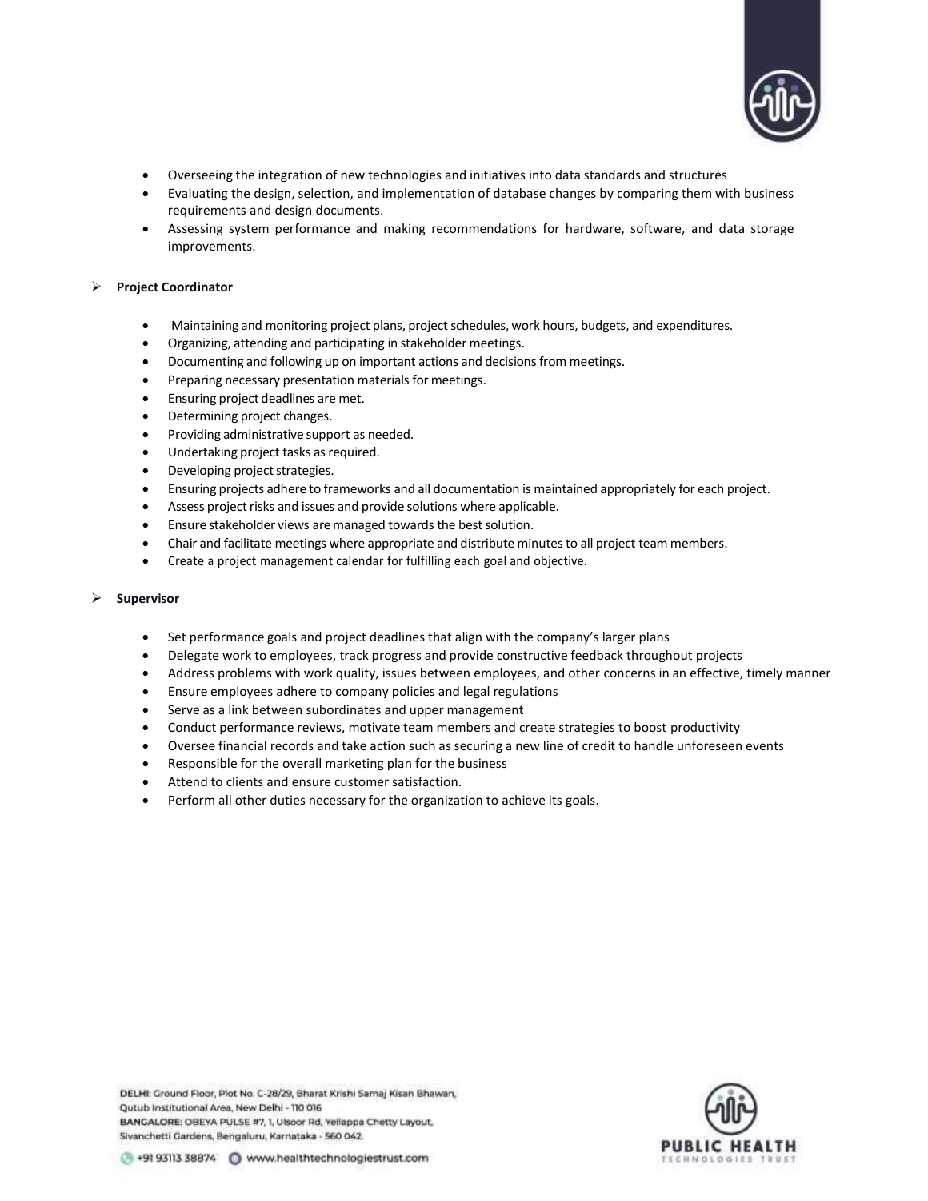- Overseeing the integration of new technologies and initiatives into data standards and structures
- Evaluating the design, selection, and implementation of database changes by comparing them with business requirements and design documents.
- Assessing system performance and making recommendations for hardware, software, and data storage improvements.

- **Project Coordinator**

  - Maintaining and monitoring project plans, project schedules, work hours, budgets, and expenditures.
  - Organizing, attending and participating in stakeholder meetings.
  - Documenting and following up on important actions and decisions from meetings.
  - Preparing necessary presentation materials for meetings.
  - Ensuring project deadlines are met.
  - Determining project changes.
  - Providing administrative support as needed.
  - Undertaking project tasks as required.
  - Developing project strategies.
  - Ensuring projects adhere to frameworks and all documentation is maintained appropriately for each project.
  - Assess project risks and issues and provide solutions where applicable.
  - Ensure stakeholder views are managed towards the best solution.
  - Chair and facilitate meetings where appropriate and distribute minutes to all project team members.
  - Create a project management calendar for fulfilling each goal and objective.

- **Supervisor**

  - Set performance goals and project deadlines that align with the company's larger plans
  - Delegate work to employees, track progress and provide constructive feedback throughout projects
  - Address problems with work quality, issues between employees, and other concerns in an effective, timely manner
  - Ensure employees adhere to company policies and legal regulations
  - Serve as a link between subordinates and upper management
  - Conduct performance reviews, motivate team members and create strategies to boost productivity
  - Oversee financial records and take action such as securing a new line of credit to handle unforeseen events
  - Responsible for the overall marketing plan for the business
  - Attend to clients and ensure customer satisfaction.
  - Perform all other duties necessary for the organization to achieve its goals.